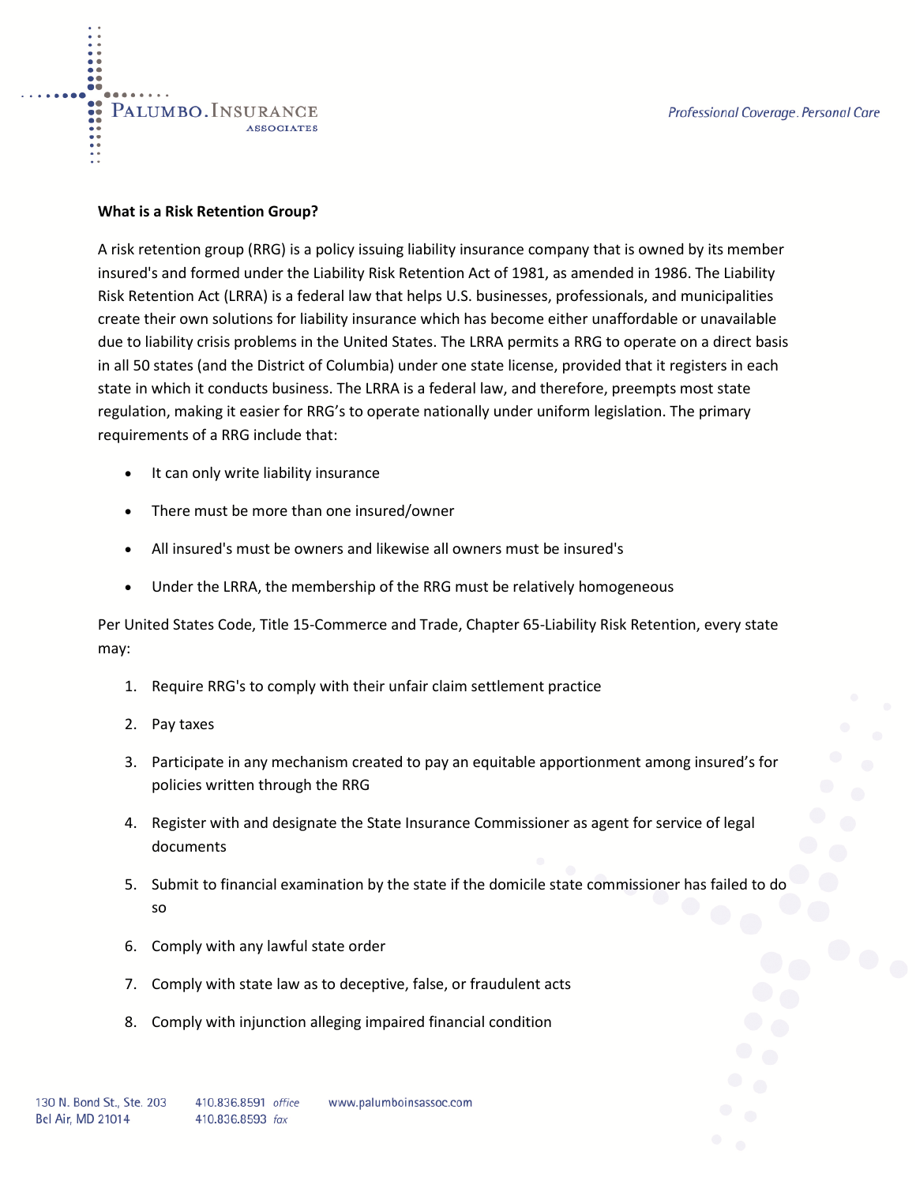**What is a Risk Retention Group?**

A risk retention group (RRG) is a policy issuing liability insurance company that is owned by its member insured's and formed under the Liability Risk Retention Act of 1981, as amended in 1986. The Liability Risk Retention Act (LRRA) is a federal law that helps U.S. businesses, professionals, and municipalities create their own solutions for liability insurance which has become either unaffordable or unavailable due to liability crisis problems in the United States. The LRRA permits a RRG to operate on a direct basis in all 50 states (and the District of Columbia) under one state license, provided that it registers in each state in which it conducts business. The LRRA is a federal law, and therefore, preempts most state regulation, making it easier for RRG's to operate nationally under uniform legislation. The primary requirements of a RRG include that:

- It can only write liability insurance
- There must be more than one insured/owner
- All insured's must be owners and likewise all owners must be insured's
- Under the LRRA, the membership of the RRG must be relatively homogeneous

Per United States Code, Title 15-Commerce and Trade, Chapter 65-Liability Risk Retention, every state may:

1. Require RRG's to comply with their unfair claim settlement practice
2. Pay taxes
3. Participate in any mechanism created to pay an equitable apportionment among insured's for policies written through the RRG
4. Register with and designate the State Insurance Commissioner as agent for service of legal documents
5. Submit to financial examination by the state if the domicile state commissioner has failed to do so
6. Comply with any lawful state order
7. Comply with state law as to deceptive, false, or fraudulent acts
8. Comply with injunction alleging impaired financial condition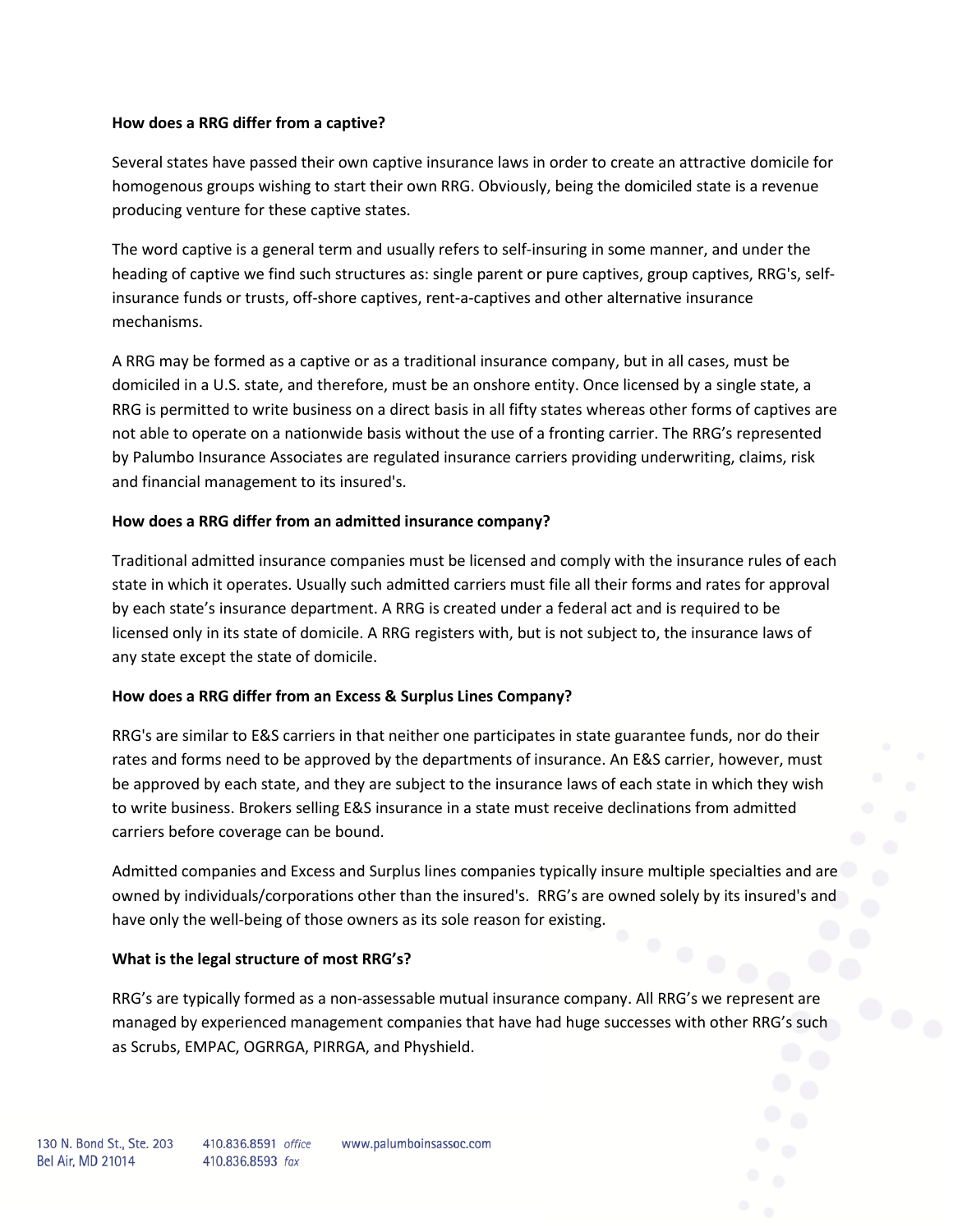**How does a RRG differ from a captive?**

Several states have passed their own captive insurance laws in order to create an attractive domicile for homogenous groups wishing to start their own RRG. Obviously, being the domiciled state is a revenue producing venture for these captive states.

The word captive is a general term and usually refers to self-insuring in some manner, and under the heading of captive we find such structures as: single parent or pure captives, group captives, RRG's, self-insurance funds or trusts, off-shore captives, rent-a-captives and other alternative insurance mechanisms.

A RRG may be formed as a captive or as a traditional insurance company, but in all cases, must be domiciled in a U.S. state, and therefore, must be an onshore entity. Once licensed by a single state, a RRG is permitted to write business on a direct basis in all fifty states whereas other forms of captives are not able to operate on a nationwide basis without the use of a fronting carrier. The RRG's represented by Palumbo Insurance Associates are regulated insurance carriers providing underwriting, claims, risk and financial management to its insured's.

**How does a RRG differ from an admitted insurance company?**

Traditional admitted insurance companies must be licensed and comply with the insurance rules of each state in which it operates. Usually such admitted carriers must file all their forms and rates for approval by each state's insurance department. A RRG is created under a federal act and is required to be licensed only in its state of domicile. A RRG registers with, but is not subject to, the insurance laws of any state except the state of domicile.

**How does a RRG differ from an Excess & Surplus Lines Company?**

RRG's are similar to E&S carriers in that neither one participates in state guarantee funds, nor do their rates and forms need to be approved by the departments of insurance. An E&S carrier, however, must be approved by each state, and they are subject to the insurance laws of each state in which they wish to write business. Brokers selling E&S insurance in a state must receive declinations from admitted carriers before coverage can be bound.

Admitted companies and Excess and Surplus lines companies typically insure multiple specialties and are owned by individuals/corporations other than the insured's. RRG's are owned solely by its insured's and have only the well-being of those owners as its sole reason for existing.

**What is the legal structure of most RRG's?**

RRG's are typically formed as a non-assessable mutual insurance company. All RRG's we represent are managed by experienced management companies that have had huge successes with other RRG's such as Scrubs, EMPAC, OGRRGA, PIRRGA, and Physhield.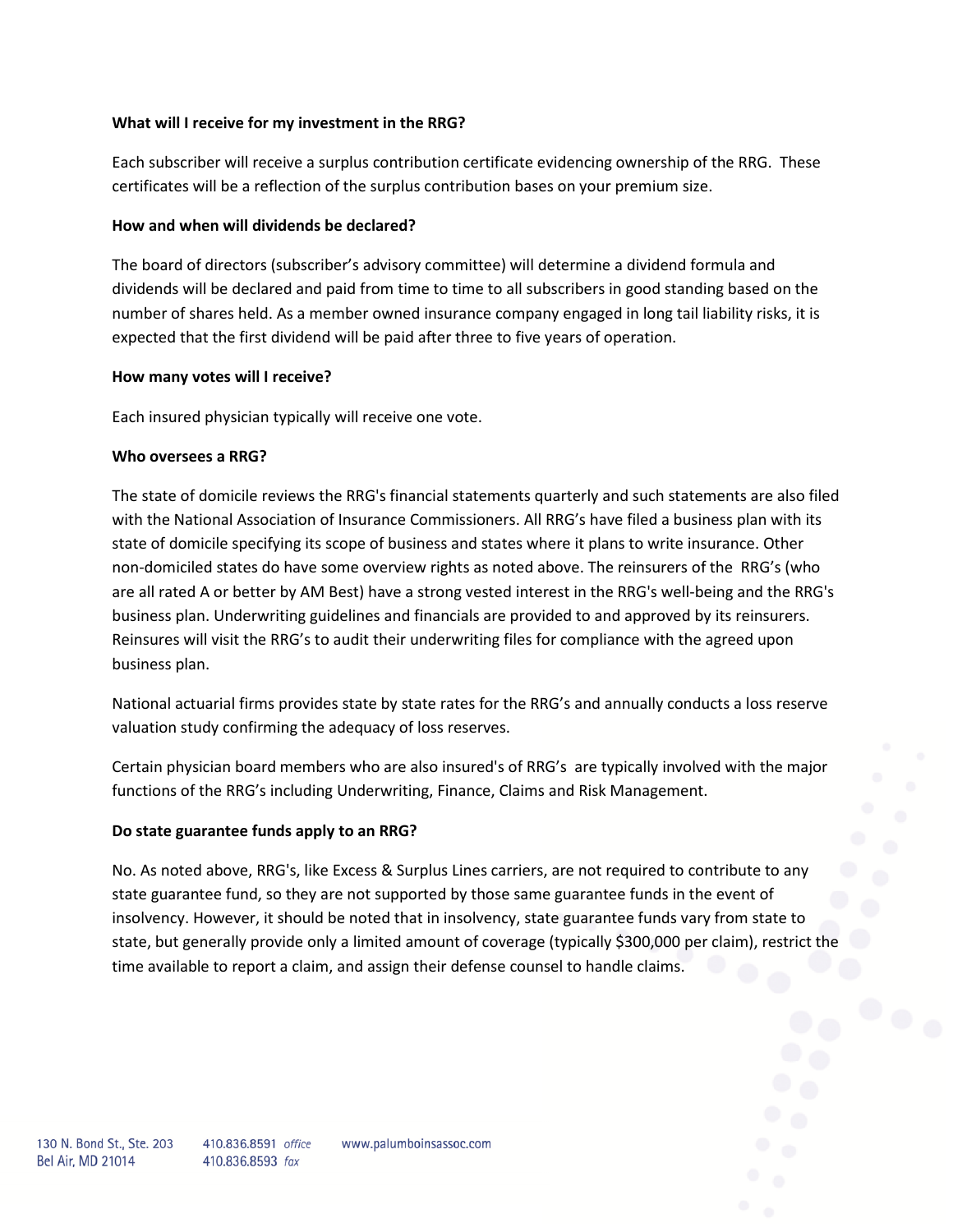**What will I receive for my investment in the RRG?**

Each subscriber will receive a surplus contribution certificate evidencing ownership of the RRG. These certificates will be a reflection of the surplus contribution bases on your premium size.

**How and when will dividends be declared?**

The board of directors (subscriber's advisory committee) will determine a dividend formula and dividends will be declared and paid from time to time to all subscribers in good standing based on the number of shares held. As a member owned insurance company engaged in long tail liability risks, it is expected that the first dividend will be paid after three to five years of operation.

**How many votes will I receive?**

Each insured physician typically will receive one vote.

**Who oversees a RRG?**

The state of domicile reviews the RRG's financial statements quarterly and such statements are also filed with the National Association of Insurance Commissioners. All RRG's have filed a business plan with its state of domicile specifying its scope of business and states where it plans to write insurance. Other non-domiciled states do have some overview rights as noted above. The reinsurers of the RRG's (who are all rated A or better by AM Best) have a strong vested interest in the RRG's well-being and the RRG's business plan. Underwriting guidelines and financials are provided to and approved by its reinsurers. Reinsures will visit the RRG's to audit their underwriting files for compliance with the agreed upon business plan.

National actuarial firms provides state by state rates for the RRG's and annually conducts a loss reserve valuation study confirming the adequacy of loss reserves.

Certain physician board members who are also insured's of RRG's are typically involved with the major functions of the RRG's including Underwriting, Finance, Claims and Risk Management.

**Do state guarantee funds apply to an RRG?**

No. As noted above, RRG's, like Excess & Surplus Lines carriers, are not required to contribute to any state guarantee fund, so they are not supported by those same guarantee funds in the event of insolvency. However, it should be noted that in insolvency, state guarantee funds vary from state to state, but generally provide only a limited amount of coverage (typically $300,000 per claim), restrict the time available to report a claim, and assign their defense counsel to handle claims.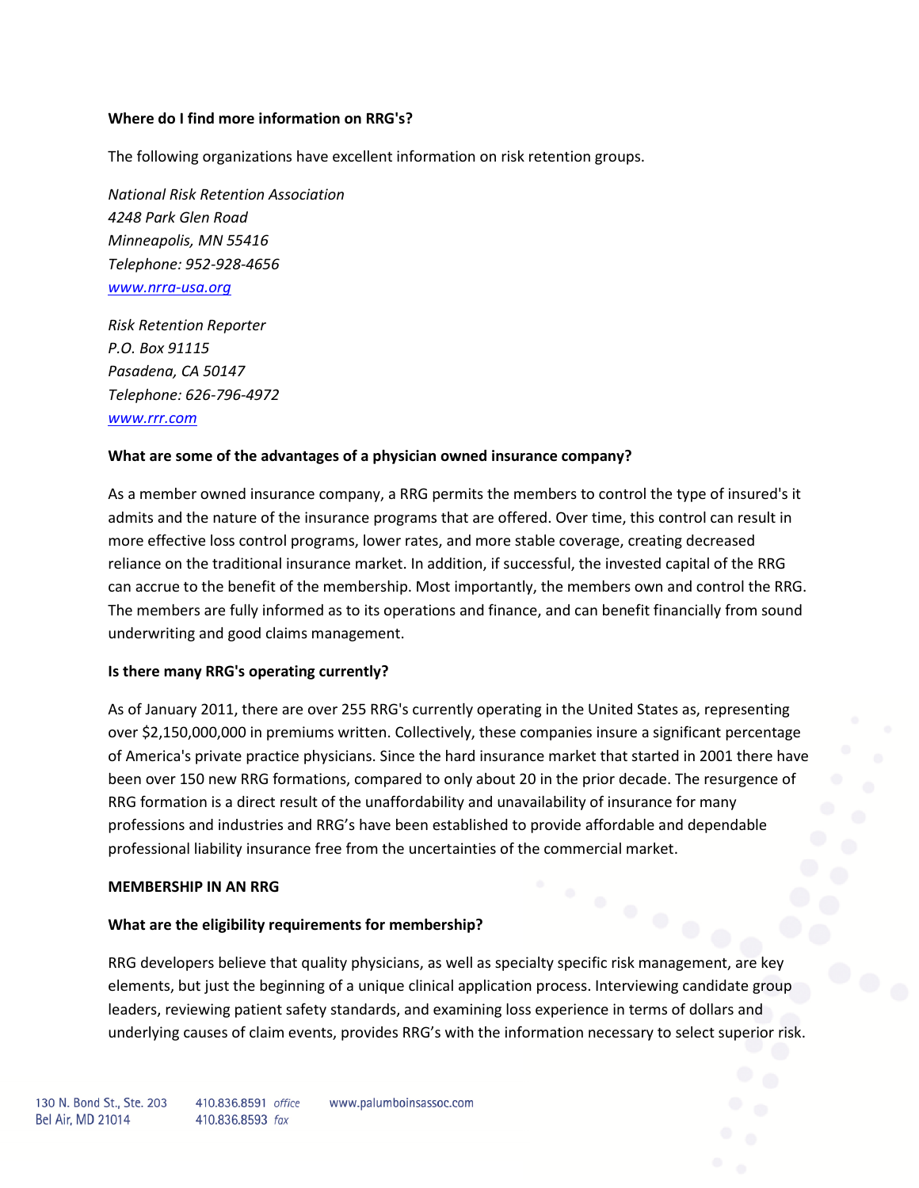**Where do I find more information on RRG's?**

The following organizations have excellent information on risk retention groups.

*National Risk Retention Association*
*4248 Park Glen Road*
*Minneapolis, MN 55416*
*Telephone: 952-928-4656*
*[www.nrra-usa.org](http://www.nrra-usa.org)*

*Risk Retention Reporter*
*P.O. Box 91115*
*Pasadena, CA 50147*
*Telephone: 626-796-4972*
*[www.rrr.com](http://www.rrr.com)*

**What are some of the advantages of a physician owned insurance company?**

As a member owned insurance company, a RRG permits the members to control the type of insured's it admits and the nature of the insurance programs that are offered. Over time, this control can result in more effective loss control programs, lower rates, and more stable coverage, creating decreased reliance on the traditional insurance market. In addition, if successful, the invested capital of the RRG can accrue to the benefit of the membership. Most importantly, the members own and control the RRG. The members are fully informed as to its operations and finance, and can benefit financially from sound underwriting and good claims management.

**Is there many RRG's operating currently?**

As of January 2011, there are over 255 RRG's currently operating in the United States as, representing over $2,150,000,000 in premiums written. Collectively, these companies insure a significant percentage of America's private practice physicians. Since the hard insurance market that started in 2001 there have been over 150 new RRG formations, compared to only about 20 in the prior decade. The resurgence of RRG formation is a direct result of the unaffordability and unavailability of insurance for many professions and industries and RRG's have been established to provide affordable and dependable professional liability insurance free from the uncertainties of the commercial market.

**MEMBERSHIP IN AN RRG**

**What are the eligibility requirements for membership?**

RRG developers believe that quality physicians, as well as specialty specific risk management, are key elements, but just the beginning of a unique clinical application process. Interviewing candidate group leaders, reviewing patient safety standards, and examining loss experience in terms of dollars and underlying causes of claim events, provides RRG's with the information necessary to select superior risk.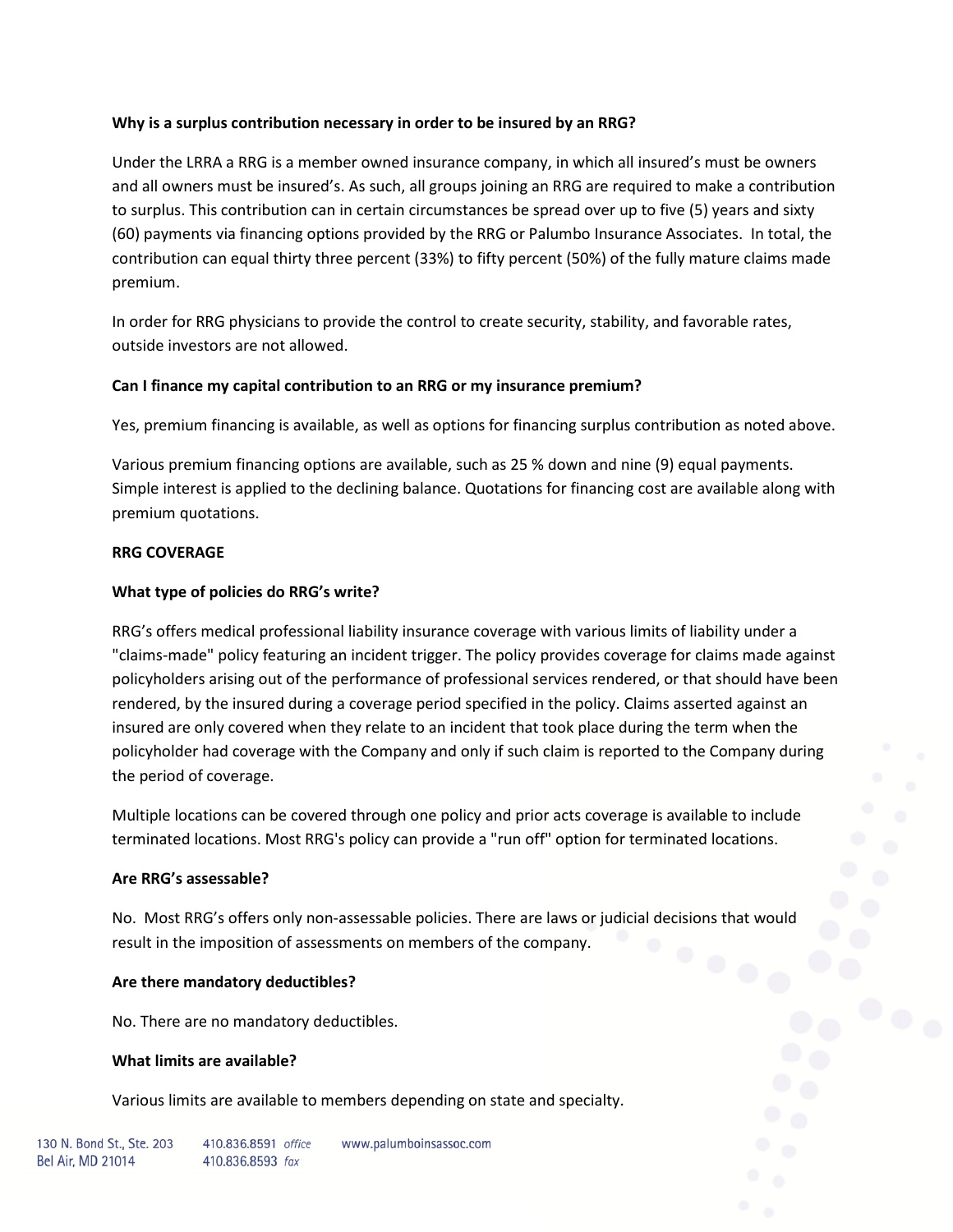**Why is a surplus contribution necessary in order to be insured by an RRG?**

Under the LRRA a RRG is a member owned insurance company, in which all insured's must be owners and all owners must be insured's. As such, all groups joining an RRG are required to make a contribution to surplus. This contribution can in certain circumstances be spread over up to five (5) years and sixty (60) payments via financing options provided by the RRG or Palumbo Insurance Associates. In total, the contribution can equal thirty three percent (33%) to fifty percent (50%) of the fully mature claims made premium.

In order for RRG physicians to provide the control to create security, stability, and favorable rates, outside investors are not allowed.

**Can I finance my capital contribution to an RRG or my insurance premium?**

Yes, premium financing is available, as well as options for financing surplus contribution as noted above.

Various premium financing options are available, such as 25 % down and nine (9) equal payments. Simple interest is applied to the declining balance. Quotations for financing cost are available along with premium quotations.

**RRG COVERAGE**

**What type of policies do RRG's write?**

RRG's offers medical professional liability insurance coverage with various limits of liability under a "claims-made" policy featuring an incident trigger. The policy provides coverage for claims made against policyholders arising out of the performance of professional services rendered, or that should have been rendered, by the insured during a coverage period specified in the policy. Claims asserted against an insured are only covered when they relate to an incident that took place during the term when the policyholder had coverage with the Company and only if such claim is reported to the Company during the period of coverage.

Multiple locations can be covered through one policy and prior acts coverage is available to include terminated locations. Most RRG's policy can provide a "run off" option for terminated locations.

**Are RRG's assessable?**

No. Most RRG's offers only non-assessable policies. There are laws or judicial decisions that would result in the imposition of assessments on members of the company.

**Are there mandatory deductibles?**

No. There are no mandatory deductibles.

**What limits are available?**

Various limits are available to members depending on state and specialty.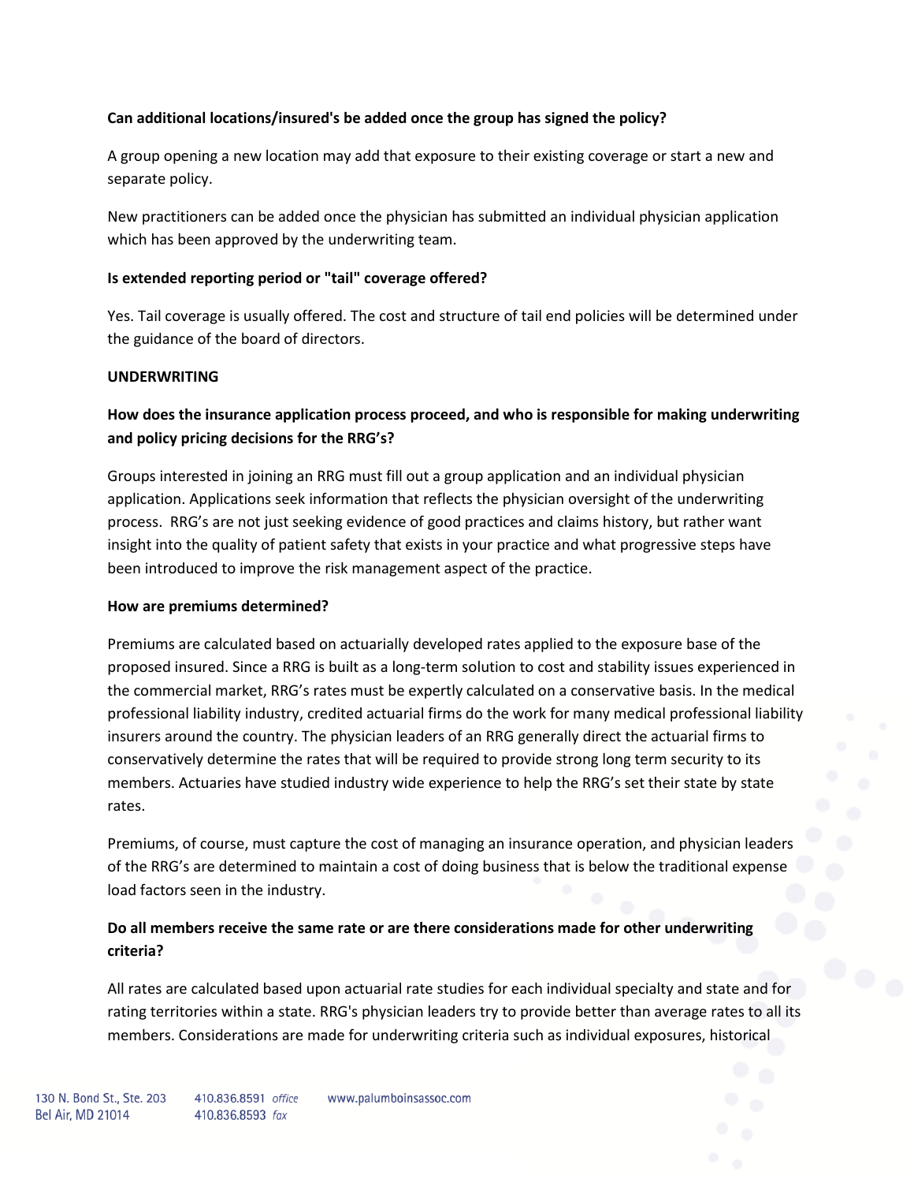**Can additional locations/insured's be added once the group has signed the policy?**

A group opening a new location may add that exposure to their existing coverage or start a new and separate policy.

New practitioners can be added once the physician has submitted an individual physician application which has been approved by the underwriting team.

**Is extended reporting period or "tail" coverage offered?**

Yes. Tail coverage is usually offered. The cost and structure of tail end policies will be determined under the guidance of the board of directors.

**UNDERWRITING**

**How does the insurance application process proceed, and who is responsible for making underwriting and policy pricing decisions for the RRG's?**

Groups interested in joining an RRG must fill out a group application and an individual physician application. Applications seek information that reflects the physician oversight of the underwriting process. RRG's are not just seeking evidence of good practices and claims history, but rather want insight into the quality of patient safety that exists in your practice and what progressive steps have been introduced to improve the risk management aspect of the practice.

**How are premiums determined?**

Premiums are calculated based on actuarially developed rates applied to the exposure base of the proposed insured. Since a RRG is built as a long-term solution to cost and stability issues experienced in the commercial market, RRG's rates must be expertly calculated on a conservative basis. In the medical professional liability industry, credited actuarial firms do the work for many medical professional liability insurers around the country. The physician leaders of an RRG generally direct the actuarial firms to conservatively determine the rates that will be required to provide strong long term security to its members. Actuaries have studied industry wide experience to help the RRG's set their state by state rates.

Premiums, of course, must capture the cost of managing an insurance operation, and physician leaders of the RRG's are determined to maintain a cost of doing business that is below the traditional expense load factors seen in the industry.

**Do all members receive the same rate or are there considerations made for other underwriting criteria?**

All rates are calculated based upon actuarial rate studies for each individual specialty and state and for rating territories within a state. RRG's physician leaders try to provide better than average rates to all its members. Considerations are made for underwriting criteria such as individual exposures, historical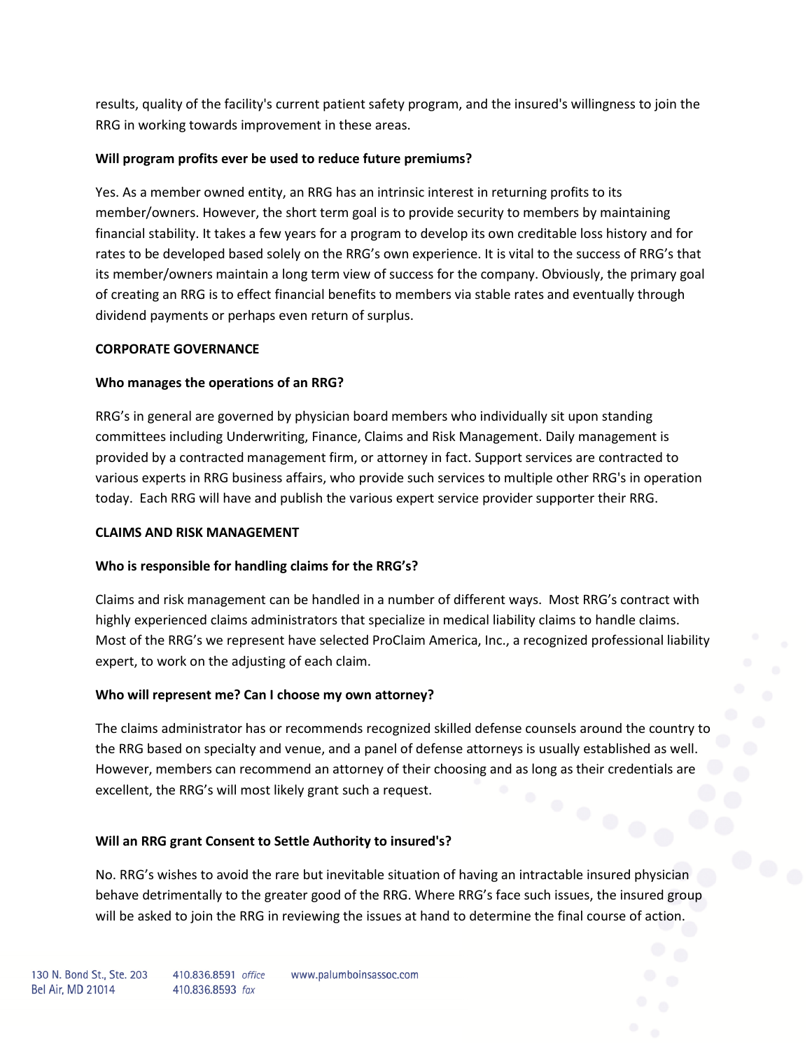results, quality of the facility's current patient safety program, and the insured's willingness to join the RRG in working towards improvement in these areas.

**Will program profits ever be used to reduce future premiums?**

Yes. As a member owned entity, an RRG has an intrinsic interest in returning profits to its member/owners. However, the short term goal is to provide security to members by maintaining financial stability. It takes a few years for a program to develop its own creditable loss history and for rates to be developed based solely on the RRG's own experience. It is vital to the success of RRG's that its member/owners maintain a long term view of success for the company. Obviously, the primary goal of creating an RRG is to effect financial benefits to members via stable rates and eventually through dividend payments or perhaps even return of surplus.

## CORPORATE GOVERNANCE

**Who manages the operations of an RRG?**

RRG's in general are governed by physician board members who individually sit upon standing committees including Underwriting, Finance, Claims and Risk Management. Daily management is provided by a contracted management firm, or attorney in fact. Support services are contracted to various experts in RRG business affairs, who provide such services to multiple other RRG's in operation today. Each RRG will have and publish the various expert service provider supporter their RRG.

## CLAIMS AND RISK MANAGEMENT

**Who is responsible for handling claims for the RRG's?**

Claims and risk management can be handled in a number of different ways. Most RRG's contract with highly experienced claims administrators that specialize in medical liability claims to handle claims. Most of the RRG's we represent have selected ProClaim America, Inc., a recognized professional liability expert, to work on the adjusting of each claim.

**Who will represent me? Can I choose my own attorney?**

The claims administrator has or recommends recognized skilled defense counsels around the country to the RRG based on specialty and venue, and a panel of defense attorneys is usually established as well. However, members can recommend an attorney of their choosing and as long as their credentials are excellent, the RRG's will most likely grant such a request.

**Will an RRG grant Consent to Settle Authority to insured's?**

No. RRG's wishes to avoid the rare but inevitable situation of having an intractable insured physician behave detrimentally to the greater good of the RRG. Where RRG's face such issues, the insured group will be asked to join the RRG in reviewing the issues at hand to determine the final course of action.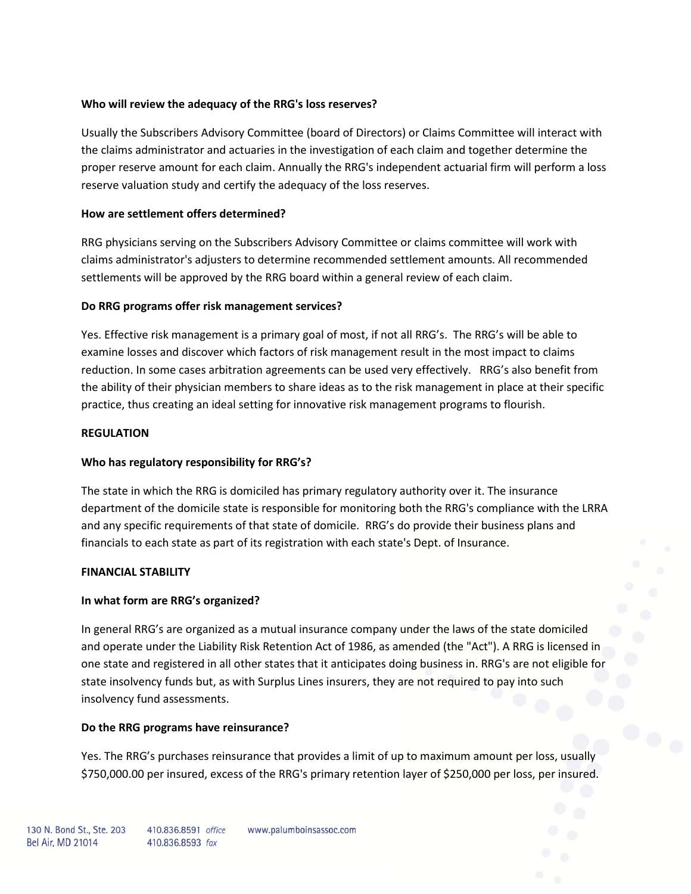**Who will review the adequacy of the RRG's loss reserves?**

Usually the Subscribers Advisory Committee (board of Directors) or Claims Committee will interact with the claims administrator and actuaries in the investigation of each claim and together determine the proper reserve amount for each claim. Annually the RRG's independent actuarial firm will perform a loss reserve valuation study and certify the adequacy of the loss reserves.

**How are settlement offers determined?**

RRG physicians serving on the Subscribers Advisory Committee or claims committee will work with claims administrator's adjusters to determine recommended settlement amounts. All recommended settlements will be approved by the RRG board within a general review of each claim.

**Do RRG programs offer risk management services?**

Yes. Effective risk management is a primary goal of most, if not all RRG's. The RRG's will be able to examine losses and discover which factors of risk management result in the most impact to claims reduction. In some cases arbitration agreements can be used very effectively. RRG's also benefit from the ability of their physician members to share ideas as to the risk management in place at their specific practice, thus creating an ideal setting for innovative risk management programs to flourish.

**REGULATION**

**Who has regulatory responsibility for RRG's?**

The state in which the RRG is domiciled has primary regulatory authority over it. The insurance department of the domicile state is responsible for monitoring both the RRG's compliance with the LRRA and any specific requirements of that state of domicile. RRG's do provide their business plans and financials to each state as part of its registration with each state's Dept. of Insurance.

**FINANCIAL STABILITY**

**In what form are RRG's organized?**

In general RRG's are organized as a mutual insurance company under the laws of the state domiciled and operate under the Liability Risk Retention Act of 1986, as amended (the "Act"). A RRG is licensed in one state and registered in all other states that it anticipates doing business in. RRG's are not eligible for state insolvency funds but, as with Surplus Lines insurers, they are not required to pay into such insolvency fund assessments.

**Do the RRG programs have reinsurance?**

Yes. The RRG's purchases reinsurance that provides a limit of up to maximum amount per loss, usually $750,000.00 per insured, excess of the RRG's primary retention layer of $250,000 per loss, per insured.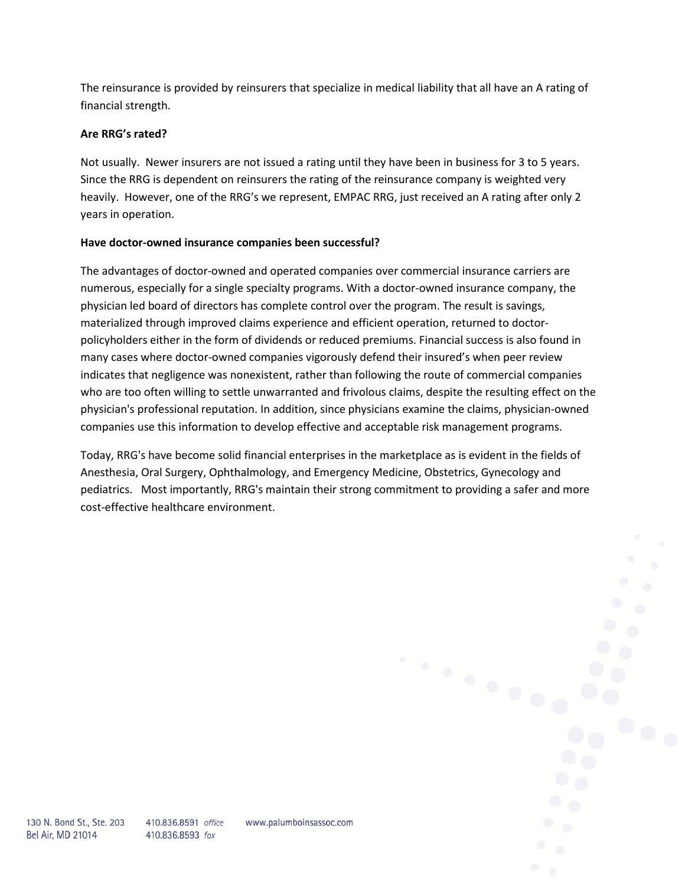The reinsurance is provided by reinsurers that specialize in medical liability that all have an A rating of financial strength.

**Are RRG's rated?**

Not usually. Newer insurers are not issued a rating until they have been in business for 3 to 5 years. Since the RRG is dependent on reinsurers the rating of the reinsurance company is weighted very heavily. However, one of the RRG's we represent, EMPAC RRG, just received an A rating after only 2 years in operation.

**Have doctor-owned insurance companies been successful?**

The advantages of doctor-owned and operated companies over commercial insurance carriers are numerous, especially for a single specialty programs. With a doctor-owned insurance company, the physician led board of directors has complete control over the program. The result is savings, materialized through improved claims experience and efficient operation, returned to doctor-policyholders either in the form of dividends or reduced premiums. Financial success is also found in many cases where doctor-owned companies vigorously defend their insured's when peer review indicates that negligence was nonexistent, rather than following the route of commercial companies who are too often willing to settle unwarranted and frivolous claims, despite the resulting effect on the physician's professional reputation. In addition, since physicians examine the claims, physician-owned companies use this information to develop effective and acceptable risk management programs.

Today, RRG's have become solid financial enterprises in the marketplace as is evident in the fields of Anesthesia, Oral Surgery, Ophthalmology, and Emergency Medicine, Obstetrics, Gynecology and pediatrics. Most importantly, RRG's maintain their strong commitment to providing a safer and more cost-effective healthcare environment.

130 N. Bond St., Ste. 203
Bel Air, MD 21014

410.836.8591 *office*
410.836.8593 *fax*

www.palumboinsassoc.com